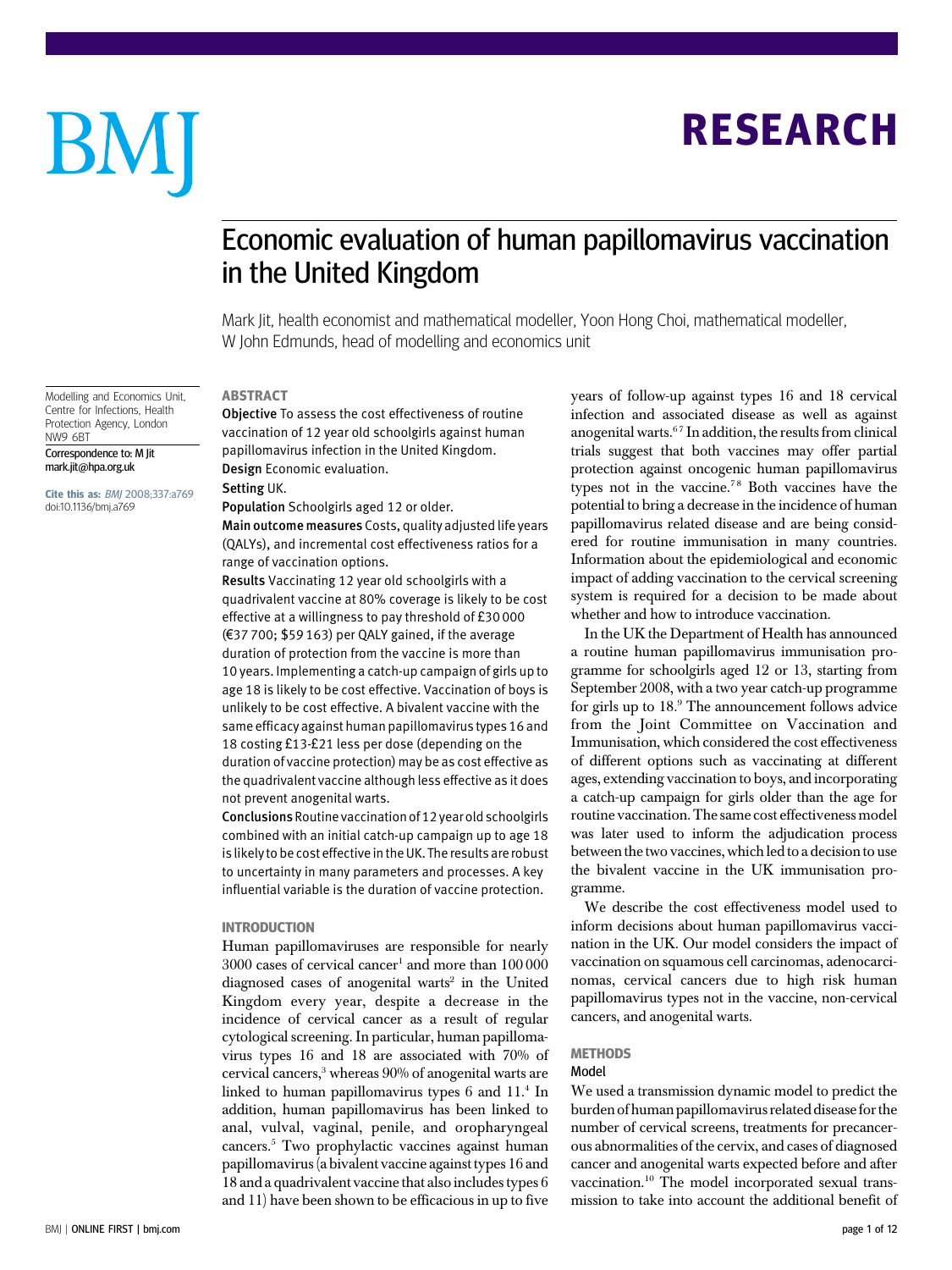# Economic evaluation of human papillomavirus vaccination in the United Kingdom

Mark Jit, health economist and mathematical modeller, Yoon Hong Choi, mathematical modeller, W John Edmunds, head of modelling and economics unit

Modelling and Economics Unit, Centre for Infections, Health Protection Agency, London NW9 6BT

Correspondence to: M Jit mark.jit@hpa.org.uk

**Cite this as:** *BMJ* 2008;337:a769 doi:10.1136/bmj.a769

## ABSTRACT

**Objective** To assess the cost effectiveness of routine vaccination of 12 year old schoolgirls against human papillomavirus infection in the United Kingdom.

**Design** Economic evaluation.

**Setting** UK.

**Population** Schoolgirls aged 12 or older.

**Main outcome measures** Costs, quality adjusted life years (QALYs), and incremental cost effectiveness ratios for a range of vaccination options.

**Results** Vaccinating 12 year old schoolgirls with a quadrivalent vaccine at 80% coverage is likely to be cost effective at a willingness to pay threshold of £30 000 (€37 700; $59 163) per QALY gained, if the average duration of protection from the vaccine is more than 10 years. Implementing a catch-up campaign of girls up to age 18 is likely to be cost effective. Vaccination of boys is unlikely to be cost effective. A bivalent vaccine with the same efficacy against human papillomavirus types 16 and 18 costing £13-£21 less per dose (depending on the duration of vaccine protection) may be as cost effective as the quadrivalent vaccine although less effective as it does not prevent anogenital warts.

**Conclusions** Routine vaccination of 12 year old schoolgirls combined with an initial catch-up campaign up to age 18 is likely to be cost effective in the UK. The results are robust to uncertainty in many parameters and processes. A key influential variable is the duration of vaccine protection.

## INTRODUCTION

Human papillomaviruses are responsible for nearly 3000 cases of cervical cancer[1] and more than 100 000 diagnosed cases of anogenital warts[2] in the United Kingdom every year, despite a decrease in the incidence of cervical cancer as a result of regular cytological screening. In particular, human papillomavirus types 16 and 18 are associated with 70% of cervical cancers,[3] whereas 90% of anogenital warts are linked to human papillomavirus types 6 and 11.[4] In addition, human papillomavirus has been linked to anal, vulval, vaginal, penile, and oropharyngeal cancers.[5] Two prophylactic vaccines against human papillomavirus (a bivalent vaccine against types 16 and 18 and a quadrivalent vaccine that also includes types 6 and 11) have been shown to be efficacious in up to five years of follow-up against types 16 and 18 cervical infection and associated disease as well as against anogenital warts.[6,7] In addition, the results from clinical trials suggest that both vaccines may offer partial protection against oncogenic human papillomavirus types not in the vaccine.[7,8] Both vaccines have the potential to bring a decrease in the incidence of human papillomavirus related disease and are being considered for routine immunisation in many countries. Information about the epidemiological and economic impact of adding vaccination to the cervical screening system is required for a decision to be made about whether and how to introduce vaccination.

In the UK the Department of Health has announced a routine human papillomavirus immunisation programme for schoolgirls aged 12 or 13, starting from September 2008, with a two year catch-up programme for girls up to 18.[9] The announcement follows advice from the Joint Committee on Vaccination and Immunisation, which considered the cost effectiveness of different options such as vaccinating at different ages, extending vaccination to boys, and incorporating a catch-up campaign for girls older than the age for routine vaccination. The same cost effectiveness model was later used to inform the adjudication process between the two vaccines, which led to a decision to use the bivalent vaccine in the UK immunisation programme.

We describe the cost effectiveness model used to inform decisions about human papillomavirus vaccination in the UK. Our model considers the impact of vaccination on squamous cell carcinomas, adenocarcinomas, cervical cancers due to high risk human papillomavirus types not in the vaccine, non-cervical cancers, and anogenital warts.

## METHODS

### Model

We used a transmission dynamic model to predict the burden of human papillomavirus related disease for the number of cervical screens, treatments for precancerous abnormalities of the cervix, and cases of diagnosed cancer and anogenital warts expected before and after vaccination.[10] The model incorporated sexual transmission to take into account the additional benefit of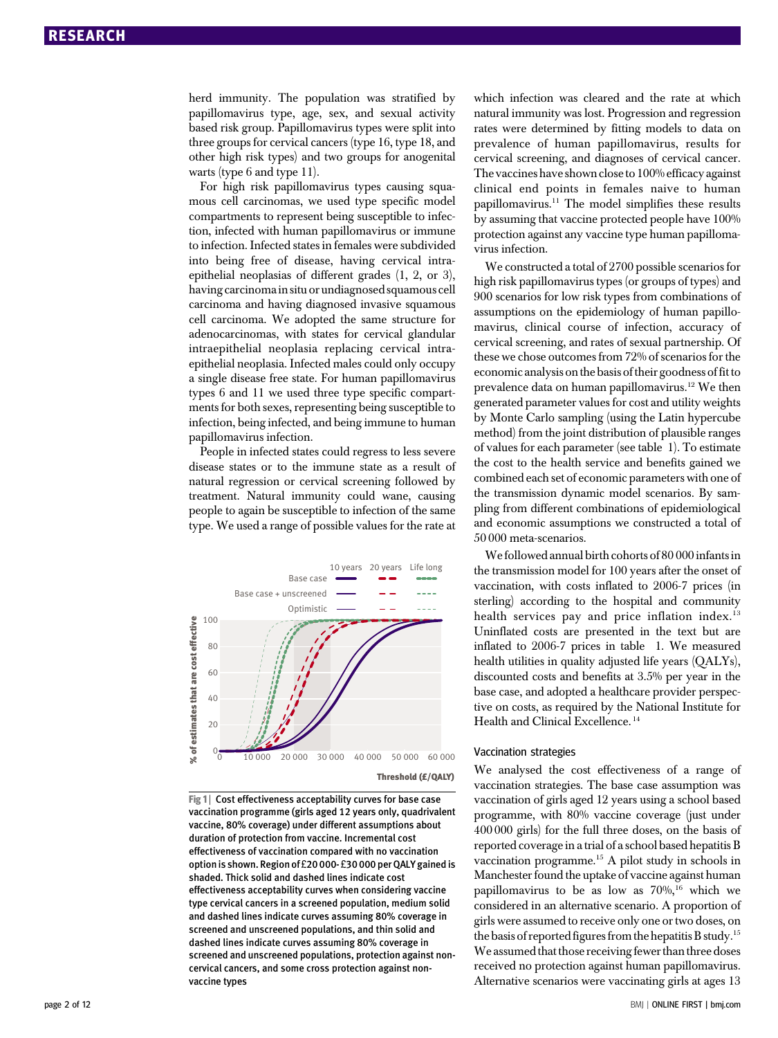herd immunity. The population was stratified by papillomavirus type, age, sex, and sexual activity based risk group. Papillomavirus types were split into three groups for cervical cancers (type 16, type 18, and other high risk types) and two groups for anogenital warts (type 6 and type 11).

For high risk papillomavirus types causing squamous cell carcinomas, we used type specific model compartments to represent being susceptible to infection, infected with human papillomavirus or immune to infection. Infected states in females were subdivided into being free of disease, having cervical intraepithelial neoplasias of different grades (1, 2, or 3), having carcinoma in situ or undiagnosed squamous cell carcinoma and having diagnosed invasive squamous cell carcinoma. We adopted the same structure for adenocarcinomas, with states for cervical glandular intraepithelial neoplasia replacing cervical intraepithelial neoplasia. Infected males could only occupy a single disease free state. For human papillomavirus types 6 and 11 we used three type specific compartments for both sexes, representing being susceptible to infection, being infected, and being immune to human papillomavirus infection.

People in infected states could regress to less severe disease states or to the immune state as a result of natural regression or cervical screening followed by treatment. Natural immunity could wane, causing people to again be susceptible to infection of the same type. We used a range of possible values for the rate at which infection was cleared and the rate at which natural immunity was lost. Progression and regression rates were determined by fitting models to data on prevalence of human papillomavirus, results for cervical screening, and diagnoses of cervical cancer. The vaccines have shown close to 100% efficacy against clinical end points in females naive to human papillomavirus.[11] The model simplifies these results by assuming that vaccine protected people have 100% protection against any vaccine type human papillomavirus infection.

We constructed a total of 2700 possible scenarios for high risk papillomavirus types (or groups of types) and 900 scenarios for low risk types from combinations of assumptions on the epidemiology of human papillomavirus, clinical course of infection, accuracy of cervical screening, and rates of sexual partnership. Of these we chose outcomes from 72% of scenarios for the economic analysis on the basis of their goodness of fit to prevalence data on human papillomavirus.[12] We then generated parameter values for cost and utility weights by Monte Carlo sampling (using the Latin hypercube method) from the joint distribution of plausible ranges of values for each parameter (see table 1). To estimate the cost to the health service and benefits gained we combined each set of economic parameters with one of the transmission dynamic model scenarios. By sampling from different combinations of epidemiological and economic assumptions we constructed a total of 50 000 meta-scenarios.

We followed annual birth cohorts of 80 000 infants in the transmission model for 100 years after the onset of vaccination, with costs inflated to 2006-7 prices (in sterling) according to the hospital and community health services pay and price inflation index.[13] Uninflated costs are presented in the text but are inflated to 2006-7 prices in table 1. We measured health utilities in quality adjusted life years (QALYs), discounted costs and benefits at 3.5% per year in the base case, and adopted a healthcare provider perspective on costs, as required by the National Institute for Health and Clinical Excellence.[14]

Fig 1 | Cost effectiveness acceptability curves for base case vaccination programme (girls aged 12 years only, quadrivalent vaccine, 80% coverage) under different assumptions about duration of protection from vaccine. Incremental cost effectiveness of vaccination compared with no vaccination option is shown. Region of £20 000-£30 000 per QALY gained is shaded. Thick solid and dashed lines indicate cost effectiveness acceptability curves when considering vaccine type cervical cancers in a screened population, medium solid and dashed lines indicate curves assuming 80% coverage in screened and unscreened populations, and thin solid and dashed lines indicate curves assuming 80% coverage in screened and unscreened populations, protection against non-cervical cancers, and some cross protection against non-vaccine types

### Vaccination strategies

We analysed the cost effectiveness of a range of vaccination strategies. The base case assumption was vaccination of girls aged 12 years using a school based programme, with 80% vaccine coverage (just under 400 000 girls) for the full three doses, on the basis of reported coverage in a trial of a school based hepatitis B vaccination programme.[15] A pilot study in schools in Manchester found the uptake of vaccine against human papillomavirus to be as low as 70%,[16] which we considered in an alternative scenario. A proportion of girls were assumed to receive only one or two doses, on the basis of reported figures from the hepatitis B study.[15] We assumed that those receiving fewer than three doses received no protection against human papillomavirus. Alternative scenarios were vaccinating girls at ages 13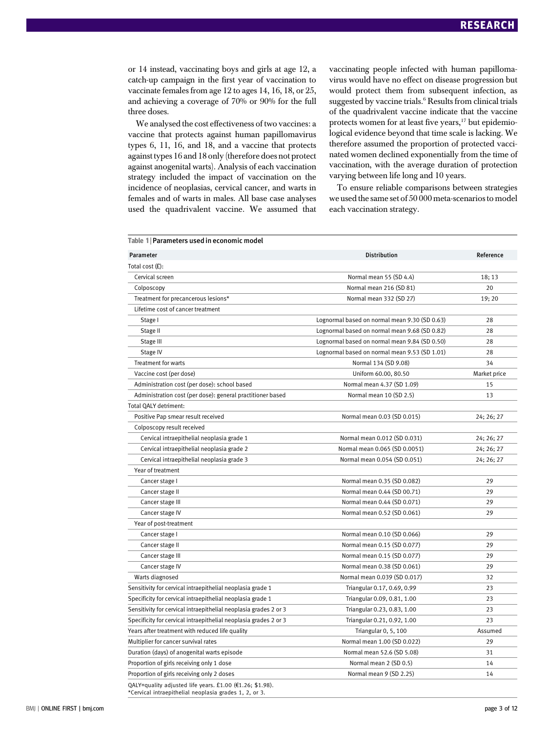or 14 instead, vaccinating boys and girls at age 12, a catch-up campaign in the first year of vaccination to vaccinate females from age 12 to ages 14, 16, 18, or 25, and achieving a coverage of 70% or 90% for the full three doses.

We analysed the cost effectiveness of two vaccines: a vaccine that protects against human papillomavirus types 6, 11, 16, and 18, and a vaccine that protects against types 16 and 18 only (therefore does not protect against anogenital warts). Analysis of each vaccination strategy included the impact of vaccination on the incidence of neoplasias, cervical cancer, and warts in females and of warts in males. All base case analyses used the quadrivalent vaccine. We assumed that vaccinating people infected with human papillomavirus would have no effect on disease progression but would protect them from subsequent infection, as suggested by vaccine trials.[6] Results from clinical trials of the quadrivalent vaccine indicate that the vaccine protects women for at least five years,[17] but epidemiological evidence beyond that time scale is lacking. We therefore assumed the proportion of protected vaccinated women declined exponentially from the time of vaccination, with the average duration of protection varying between life long and 10 years.

To ensure reliable comparisons between strategies we used the same set of 50 000 meta-scenarios to model each vaccination strategy.

**Table 1 | Parameters used in economic model**

| Parameter | Distribution | Reference |
|---|---|---|
| Total cost (£): | | |
| Cervical screen | Normal mean 55 (SD 4.4) | 18; 13 |
| Colposcopy | Normal mean 216 (SD 81) | 20 |
| Treatment for precancerous lesions* | Normal mean 332 (SD 27) | 19; 20 |
| Lifetime cost of cancer treatment | | |
| Stage I | Lognormal based on normal mean 9.30 (SD 0.63) | 28 |
| Stage II | Lognormal based on normal mean 9.68 (SD 0.82) | 28 |
| Stage III | Lognormal based on normal mean 9.84 (SD 0.50) | 28 |
| Stage IV | Lognormal based on normal mean 9.53 (SD 1.01) | 28 |
| Treatment for warts | Normal 134 (SD 9.08) | 34 |
| Vaccine cost (per dose) | Uniform 60.00, 80.50 | Market price |
| Administration cost (per dose): school based | Normal mean 4.37 (SD 1.09) | 15 |
| Administration cost (per dose): general practitioner based | Normal mean 10 (SD 2.5) | 13 |
| Total QALY detriment: | | |
| Positive Pap smear result received | Normal mean 0.03 (SD 0.015) | 24; 26; 27 |
| Colposcopy result received | | |
| Cervical intraepithelial neoplasia grade 1 | Normal mean 0.012 (SD 0.031) | 24; 26; 27 |
| Cervical intraepithelial neoplasia grade 2 | Normal mean 0.065 (SD 0.0051) | 24; 26; 27 |
| Cervical intraepithelial neoplasia grade 3 | Normal mean 0.054 (SD 0.051) | 24; 26; 27 |
| Year of treatment | | |
| Cancer stage I | Normal mean 0.35 (SD 0.082) | 29 |
| Cancer stage II | Normal mean 0.44 (SD 00.71) | 29 |
| Cancer stage III | Normal mean 0.44 (SD 0.071) | 29 |
| Cancer stage IV | Normal mean 0.52 (SD 0.061) | 29 |
| Year of post-treatment | | |
| Cancer stage I | Normal mean 0.10 (SD 0.066) | 29 |
| Cancer stage II | Normal mean 0.15 (SD 0.077) | 29 |
| Cancer stage III | Normal mean 0.15 (SD 0.077) | 29 |
| Cancer stage IV | Normal mean 0.38 (SD 0.061) | 29 |
| Warts diagnosed | Normal mean 0.039 (SD 0.017) | 32 |
| Sensitivity for cervical intraepithelial neoplasia grade 1 | Triangular 0.17, 0.69, 0.99 | 23 |
| Specificity for cervical intraepithelial neoplasia grade 1 | Triangular 0.09, 0.81, 1.00 | 23 |
| Sensitivity for cervical intraepithelial neoplasia grades 2 or 3 | Triangular 0.23, 0.83, 1.00 | 23 |
| Specificity for cervical intraepithelial neoplasia grades 2 or 3 | Triangular 0.21, 0.92, 1.00 | 23 |
| Years after treatment with reduced life quality | Triangular 0, 5, 100 | Assumed |
| Multiplier for cancer survival rates | Normal mean 1.00 (SD 0.022) | 29 |
| Duration (days) of anogenital warts episode | Normal mean 52.6 (SD 5.08) | 31 |
| Proportion of girls receiving only 1 dose | Normal mean 2 (SD 0.5) | 14 |
| Proportion of girls receiving only 2 doses | Normal mean 9 (SD 2.25) | 14 |

QALY=quality adjusted life years. £1.00 (€1.26; $1.98).
*Cervical intraepithelial neoplasia grades 1, 2, or 3.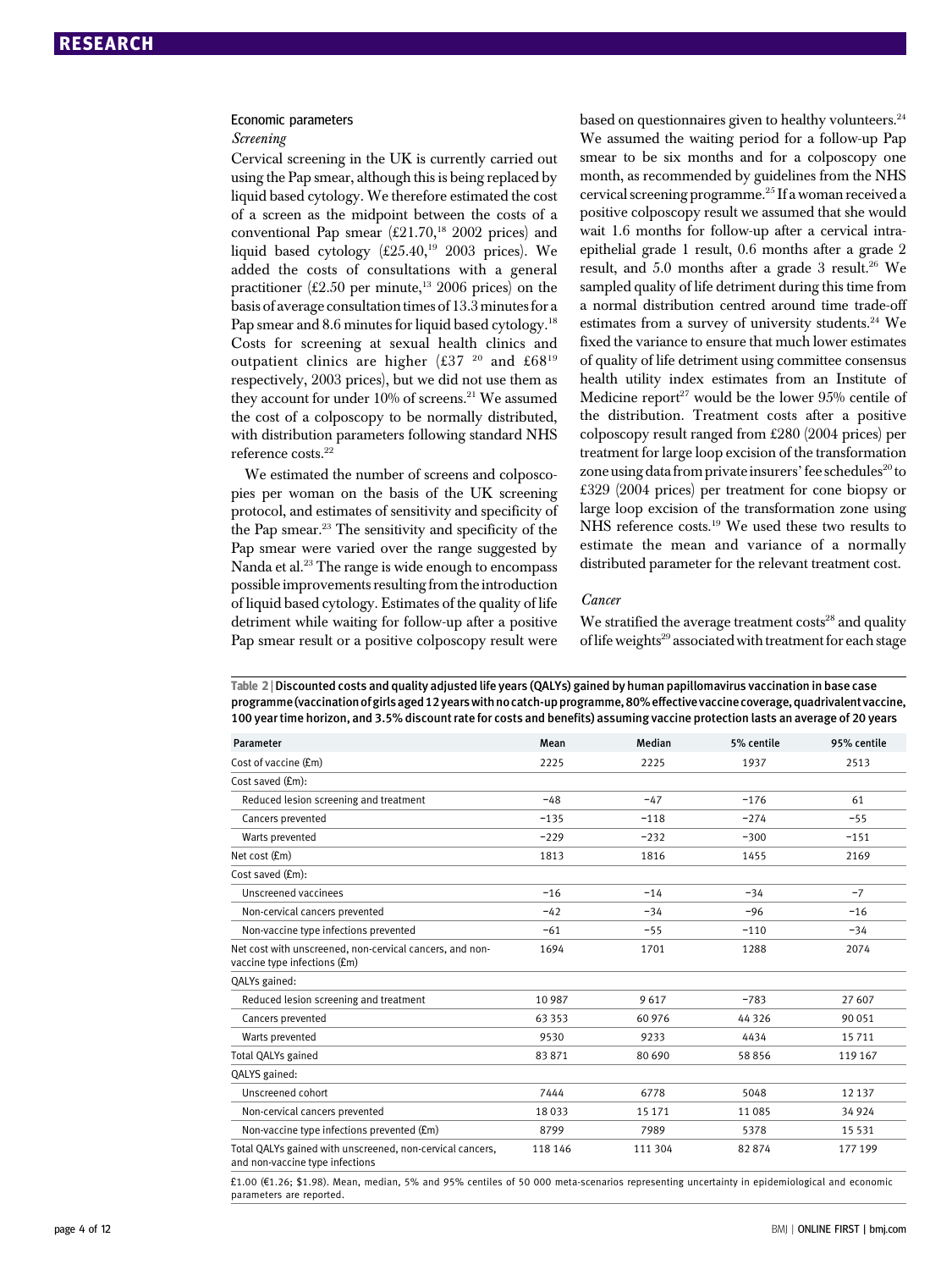### Economic parameters

#### *Screening*

Cervical screening in the UK is currently carried out using the Pap smear, although this is being replaced by liquid based cytology. We therefore estimated the cost of a screen as the midpoint between the costs of a conventional Pap smear (£21.70,[18] 2002 prices) and liquid based cytology (£25.40,[19] 2003 prices). We added the costs of consultations with a general practitioner (£2.50 per minute,[13] 2006 prices) on the basis of average consultation times of 13.3 minutes for a Pap smear and 8.6 minutes for liquid based cytology.[18] Costs for screening at sexual health clinics and outpatient clinics are higher (£37 [20] and £68[19] respectively, 2003 prices), but we did not use them as they account for under 10% of screens.[21] We assumed the cost of a colposcopy to be normally distributed, with distribution parameters following standard NHS reference costs.[22]

We estimated the number of screens and colposcopies per woman on the basis of the UK screening protocol, and estimates of sensitivity and specificity of the Pap smear.[23] The sensitivity and specificity of the Pap smear were varied over the range suggested by Nanda et al.[23] The range is wide enough to encompass possible improvements resulting from the introduction of liquid based cytology. Estimates of the quality of life detriment while waiting for follow-up after a positive Pap smear result or a positive colposcopy result were based on questionnaires given to healthy volunteers.[24] We assumed the waiting period for a follow-up Pap smear to be six months and for a colposcopy one month, as recommended by guidelines from the NHS cervical screening programme.[25] If a woman received a positive colposcopy result we assumed that she would wait 1.6 months for follow-up after a cervical intraepithelial grade 1 result, 0.6 months after a grade 2 result, and 5.0 months after a grade 3 result.[26] We sampled quality of life detriment during this time from a normal distribution centred around time trade-off estimates from a survey of university students.[24] We fixed the variance to ensure that much lower estimates of quality of life detriment using committee consensus health utility index estimates from an Institute of Medicine report[27] would be the lower 95% centile of the distribution. Treatment costs after a positive colposcopy result ranged from £280 (2004 prices) per treatment for large loop excision of the transformation zone using data from private insurers' fee schedules[20] to £329 (2004 prices) per treatment for cone biopsy or large loop excision of the transformation zone using NHS reference costs.[19] We used these two results to estimate the mean and variance of a normally distributed parameter for the relevant treatment cost.

#### *Cancer*

We stratified the average treatment costs[28] and quality of life weights[29] associated with treatment for each stage

**Table 2** | **Discounted costs and quality adjusted life years (QALYs) gained by human papillomavirus vaccination in base case programme (vaccination of girls aged 12 years with no catch-up programme, 80% effective vaccine coverage, quadrivalent vaccine, 100 year time horizon, and 3.5% discount rate for costs and benefits) assuming vaccine protection lasts an average of 20 years**

| Parameter | Mean | Median | 5% centile | 95% centile |
|---|---|---|---|---|
| Cost of vaccine (£m) | 2225 | 2225 | 1937 | 2513 |
| Cost saved (£m): | | | | |
| Reduced lesion screening and treatment | −48 | −47 | −176 | 61 |
| Cancers prevented | −135 | −118 | −274 | −55 |
| Warts prevented | −229 | −232 | −300 | −151 |
| Net cost (£m) | 1813 | 1816 | 1455 | 2169 |
| Cost saved (£m): | | | | |
| Unscreened vaccinees | −16 | −14 | −34 | −7 |
| Non-cervical cancers prevented | −42 | −34 | −96 | −16 |
| Non-vaccine type infections prevented | −61 | −55 | −110 | −34 |
| Net cost with unscreened, non-cervical cancers, and non-vaccine type infections (£m) | 1694 | 1701 | 1288 | 2074 |
| QALYs gained: | | | | |
| Reduced lesion screening and treatment | 10 987 | 9 617 | −783 | 27 607 |
| Cancers prevented | 63 353 | 60 976 | 44 326 | 90 051 |
| Warts prevented | 9530 | 9233 | 4434 | 15 711 |
| Total QALYs gained | 83 871 | 80 690 | 58 856 | 119 167 |
| QALYS gained: | | | | |
| Unscreened cohort | 7444 | 6778 | 5048 | 12 137 |
| Non-cervical cancers prevented | 18 033 | 15 171 | 11 085 | 34 924 |
| Non-vaccine type infections prevented (£m) | 8799 | 7989 | 5378 | 15 531 |
| Total QALYs gained with unscreened, non-cervical cancers, and non-vaccine type infections | 118 146 | 111 304 | 82 874 | 177 199 |

£1.00 (€1.26; $1.98). Mean, median, 5% and 95% centiles of 50 000 meta-scenarios representing uncertainty in epidemiological and economic parameters are reported.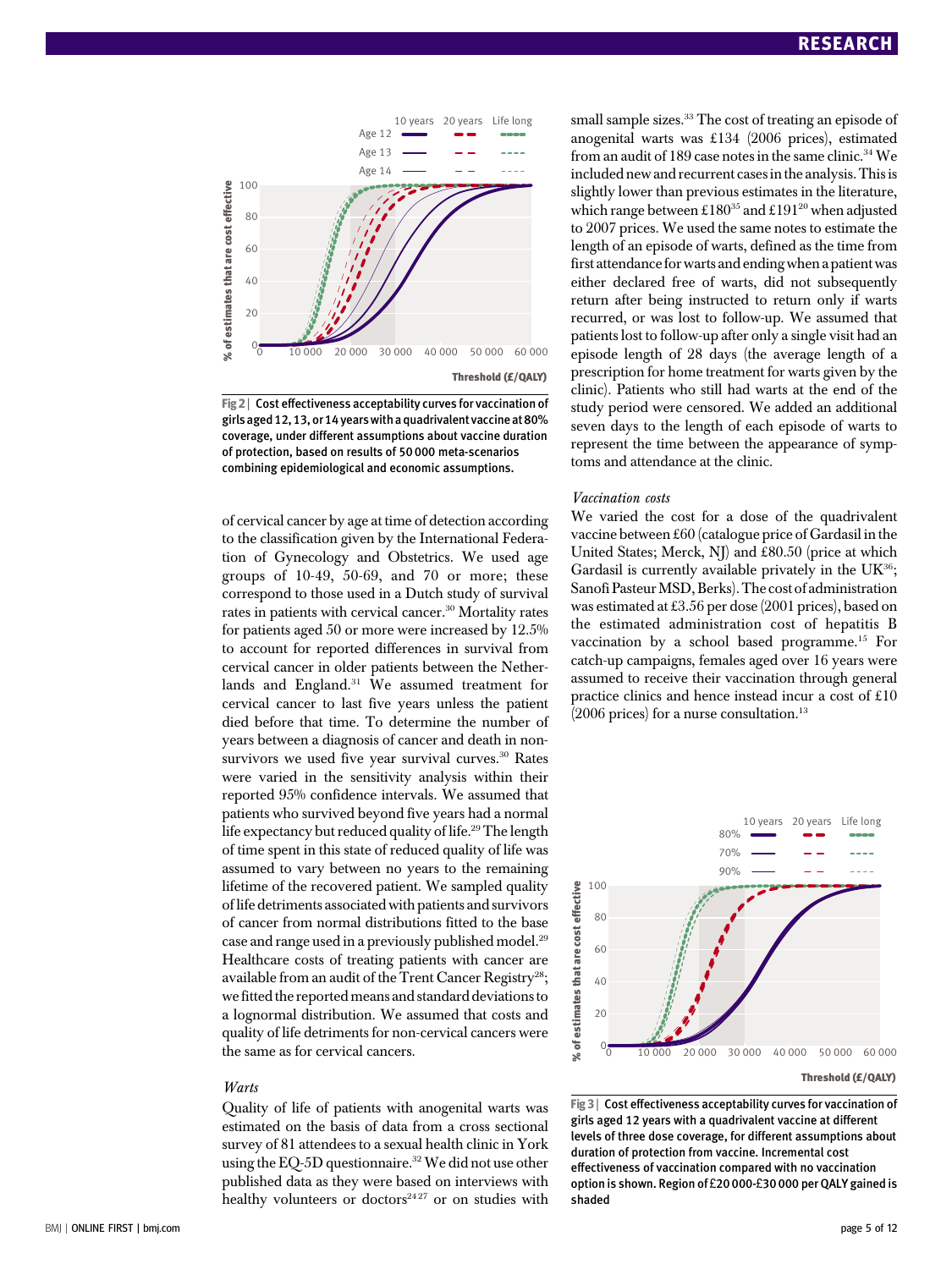Fig 2 | Cost effectiveness acceptability curves for vaccination of girls aged 12, 13, or 14 years with a quadrivalent vaccine at 80% coverage, under different assumptions about vaccine duration of protection, based on results of 50 000 meta-scenarios combining epidemiological and economic assumptions.

of cervical cancer by age at time of detection according to the classification given by the International Federation of Gynecology and Obstetrics. We used age groups of 10-49, 50-69, and 70 or more; these correspond to those used in a Dutch study of survival rates in patients with cervical cancer.[30] Mortality rates for patients aged 50 or more were increased by 12.5% to account for reported differences in survival from cervical cancer in older patients between the Netherlands and England.[31] We assumed treatment for cervical cancer to last five years unless the patient died before that time. To determine the number of years between a diagnosis of cancer and death in non-survivors we used five year survival curves.[30] Rates were varied in the sensitivity analysis within their reported 95% confidence intervals. We assumed that patients who survived beyond five years had a normal life expectancy but reduced quality of life.[29] The length of time spent in this state of reduced quality of life was assumed to vary between no years to the remaining lifetime of the recovered patient. We sampled quality of life detriments associated with patients and survivors of cancer from normal distributions fitted to the base case and range used in a previously published model.[29] Healthcare costs of treating patients with cancer are available from an audit of the Trent Cancer Registry[28]; we fitted the reported means and standard deviations to a lognormal distribution. We assumed that costs and quality of life detriments for non-cervical cancers were the same as for cervical cancers.

### *Warts*

Quality of life of patients with anogenital warts was estimated on the basis of data from a cross sectional survey of 81 attendees to a sexual health clinic in York using the EQ-5D questionnaire.[32] We did not use other published data as they were based on interviews with healthy volunteers or doctors[24 27] or on studies with small sample sizes.[33] The cost of treating an episode of anogenital warts was £134 (2006 prices), estimated from an audit of 189 case notes in the same clinic.[34] We included new and recurrent cases in the analysis. This is slightly lower than previous estimates in the literature, which range between £180[35] and £191[20] when adjusted to 2007 prices. We used the same notes to estimate the length of an episode of warts, defined as the time from first attendance for warts and ending when a patient was either declared free of warts, did not subsequently return after being instructed to return only if warts recurred, or was lost to follow-up. We assumed that patients lost to follow-up after only a single visit had an episode length of 28 days (the average length of a prescription for home treatment for warts given by the clinic). Patients who still had warts at the end of the study period were censored. We added an additional seven days to the length of each episode of warts to represent the time between the appearance of symptoms and attendance at the clinic.

### *Vaccination costs*

We varied the cost for a dose of the quadrivalent vaccine between £60 (catalogue price of Gardasil in the United States; Merck, NJ) and £80.50 (price at which Gardasil is currently available privately in the UK[36]; Sanofi Pasteur MSD, Berks). The cost of administration was estimated at £3.56 per dose (2001 prices), based on the estimated administration cost of hepatitis B vaccination by a school based programme.[15] For catch-up campaigns, females aged over 16 years were assumed to receive their vaccination through general practice clinics and hence instead incur a cost of £10 (2006 prices) for a nurse consultation.[13]

Fig 3 | Cost effectiveness acceptability curves for vaccination of girls aged 12 years with a quadrivalent vaccine at different levels of three dose coverage, for different assumptions about duration of protection from vaccine. Incremental cost effectiveness of vaccination compared with no vaccination option is shown. Region of £20 000-£30 000 per QALY gained is shaded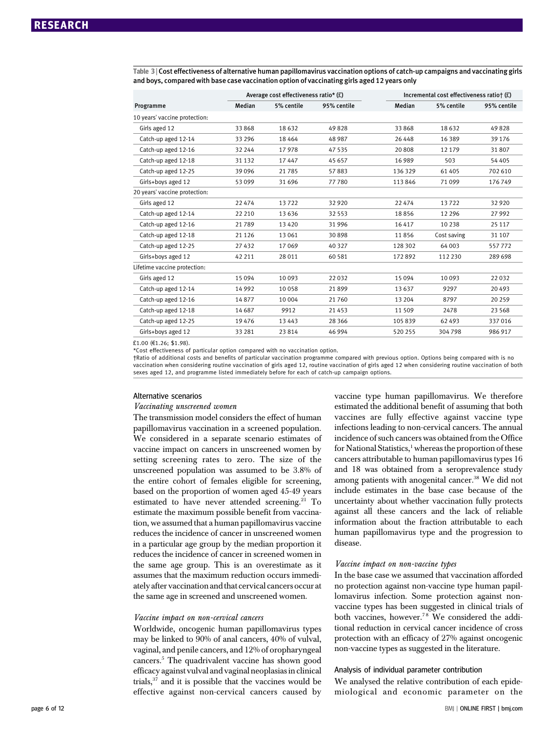**Table 3 | Cost effectiveness of alternative human papillomavirus vaccination options of catch-up campaigns and vaccinating girls and boys, compared with base case vaccination option of vaccinating girls aged 12 years only**

| Programme | Average cost effectiveness ratio* (£) | | | Incremental cost effectiveness ratio† (£) | | |
|---|---|---|---|---|---|---|
| | Median | 5% centile | 95% centile | Median | 5% centile | 95% centile |
| 10 years' vaccine protection: | | | | | | |
| Girls aged 12 | 33 868 | 18 632 | 49 828 | 33 868 | 18 632 | 49 828 |
| Catch-up aged 12-14 | 33 296 | 18 464 | 48 987 | 26 448 | 16 389 | 39 176 |
| Catch-up aged 12-16 | 32 244 | 17 978 | 47 535 | 20 808 | 12 179 | 31 807 |
| Catch-up aged 12-18 | 31 132 | 17 447 | 45 657 | 16 989 | 503 | 54 405 |
| Catch-up aged 12-25 | 39 096 | 21 785 | 57 883 | 136 329 | 61 405 | 702 610 |
| Girls+boys aged 12 | 53 099 | 31 696 | 77 780 | 113 846 | 71 099 | 176 749 |
| 20 years' vaccine protection: | | | | | | |
| Girls aged 12 | 22 474 | 13 722 | 32 920 | 22 474 | 13 722 | 32 920 |
| Catch-up aged 12-14 | 22 210 | 13 636 | 32 553 | 18 856 | 12 296 | 27 992 |
| Catch-up aged 12-16 | 21 789 | 13 420 | 31 996 | 16 417 | 10 238 | 25 117 |
| Catch-up aged 12-18 | 21 126 | 13 061 | 30 898 | 11 856 | Cost saving | 31 107 |
| Catch-up aged 12-25 | 27 432 | 17 069 | 40 327 | 128 302 | 64 003 | 557 772 |
| Girls+boys aged 12 | 42 211 | 28 011 | 60 581 | 172 892 | 112 230 | 289 698 |
| Lifetime vaccine protection: | | | | | | |
| Girls aged 12 | 15 094 | 10 093 | 22 032 | 15 094 | 10 093 | 22 032 |
| Catch-up aged 12-14 | 14 992 | 10 058 | 21 899 | 13 637 | 9297 | 20 493 |
| Catch-up aged 12-16 | 14 877 | 10 004 | 21 760 | 13 204 | 8797 | 20 259 |
| Catch-up aged 12-18 | 14 687 | 9912 | 21 453 | 11 509 | 2478 | 23 568 |
| Catch-up aged 12-25 | 19 476 | 13 443 | 28 366 | 105 839 | 62 493 | 337 016 |
| Girls+boys aged 12 | 33 281 | 23 814 | 46 994 | 520 255 | 304 798 | 986 917 |

£1.00 (€1.26; $1.98).

*Cost effectiveness of particular option compared with no vaccination option.

†Ratio of additional costs and benefits of particular vaccination programme compared with previous option. Options being compared with is no vaccination when considering routine vaccination of girls aged 12, routine vaccination of girls aged 12 when considering routine vaccination of both sexes aged 12, and programme listed immediately before for each of catch-up campaign options.

### Alternative scenarios

*Vaccinating unscreened women*

The transmission model considers the effect of human papillomavirus vaccination in a screened population. We considered in a separate scenario estimates of vaccine impact on cancers in unscreened women by setting screening rates to zero. The size of the unscreened population was assumed to be 3.8% of the entire cohort of females eligible for screening, based on the proportion of women aged 45-49 years estimated to have never attended screening.[21] To estimate the maximum possible benefit from vaccination, we assumed that a human papillomavirus vaccine reduces the incidence of cancer in unscreened women in a particular age group by the median proportion it reduces the incidence of cancer in screened women in the same age group. This is an overestimate as it assumes that the maximum reduction occurs immediately after vaccination and that cervical cancers occur at the same age in screened and unscreened women.

*Vaccine impact on non-cervical cancers*

Worldwide, oncogenic human papillomavirus types may be linked to 90% of anal cancers, 40% of vulval, vaginal, and penile cancers, and 12% of oropharyngeal cancers.[5] The quadrivalent vaccine has shown good efficacy against vulval and vaginal neoplasias in clinical trials,[37] and it is possible that the vaccines would be effective against non-cervical cancers caused by vaccine type human papillomavirus. We therefore estimated the additional benefit of assuming that both vaccines are fully effective against vaccine type infections leading to non-cervical cancers. The annual incidence of such cancers was obtained from the Office for National Statistics,[1] whereas the proportion of these cancers attributable to human papillomavirus types 16 and 18 was obtained from a seroprevalence study among patients with anogenital cancer.[38] We did not include estimates in the base case because of the uncertainty about whether vaccination fully protects against all these cancers and the lack of reliable information about the fraction attributable to each human papillomavirus type and the progression to disease.

*Vaccine impact on non-vaccine types*

In the base case we assumed that vaccination afforded no protection against non-vaccine type human papillomavirus infection. Some protection against non-vaccine types has been suggested in clinical trials of both vaccines, however.[7,8] We considered the additional reduction in cervical cancer incidence of cross protection with an efficacy of 27% against oncogenic non-vaccine types as suggested in the literature.

### Analysis of individual parameter contribution

We analysed the relative contribution of each epidemiological and economic parameter on the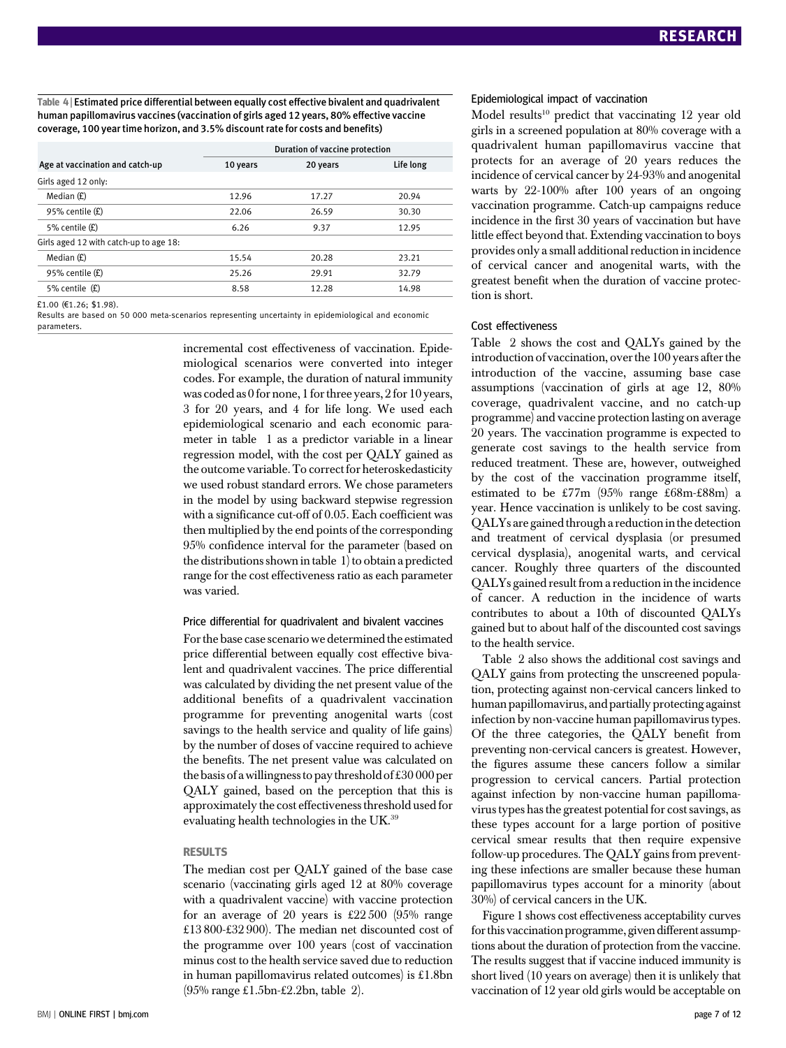**Table 4 | Estimated price differential between equally cost effective bivalent and quadrivalent human papillomavirus vaccines (vaccination of girls aged 12 years, 80% effective vaccine coverage, 100 year time horizon, and 3.5% discount rate for costs and benefits)**

| Age at vaccination and catch-up | Duration of vaccine protection | | |
|---|---|---|---|
| | 10 years | 20 years | Life long |
| Girls aged 12 only: | | | |
| Median (£) | 12.96 | 17.27 | 20.94 |
| 95% centile (£) | 22.06 | 26.59 | 30.30 |
| 5% centile (£) | 6.26 | 9.37 | 12.95 |
| Girls aged 12 with catch-up to age 18: | | | |
| Median (£) | 15.54 | 20.28 | 23.21 |
| 95% centile (£) | 25.26 | 29.91 | 32.79 |
| 5% centile (£) | 8.58 | 12.28 | 14.98 |

£1.00 (€1.26; $1.98).

Results are based on 50 000 meta-scenarios representing uncertainty in epidemiological and economic parameters.

incremental cost effectiveness of vaccination. Epidemiological scenarios were converted into integer codes. For example, the duration of natural immunity was coded as 0 for none, 1 for three years, 2 for 10 years, 3 for 20 years, and 4 for life long. We used each epidemiological scenario and each economic parameter in table 1 as a predictor variable in a linear regression model, with the cost per QALY gained as the outcome variable. To correct for heteroskedasticity we used robust standard errors. We chose parameters in the model by using backward stepwise regression with a significance cut-off of 0.05. Each coefficient was then multiplied by the end points of the corresponding 95% confidence interval for the parameter (based on the distributions shown in table 1) to obtain a predicted range for the cost effectiveness ratio as each parameter was varied.

### Price differential for quadrivalent and bivalent vaccines

For the base case scenario we determined the estimated price differential between equally cost effective bivalent and quadrivalent vaccines. The price differential was calculated by dividing the net present value of the additional benefits of a quadrivalent vaccination programme for preventing anogenital warts (cost savings to the health service and quality of life gains) by the number of doses of vaccine required to achieve the benefits. The net present value was calculated on the basis of a willingness to pay threshold of £30 000 per QALY gained, based on the perception that this is approximately the cost effectiveness threshold used for evaluating health technologies in the UK.[39]

## RESULTS

The median cost per QALY gained of the base case scenario (vaccinating girls aged 12 at 80% coverage with a quadrivalent vaccine) with vaccine protection for an average of 20 years is £22 500 (95% range £13 800-£32 900). The median net discounted cost of the programme over 100 years (cost of vaccination minus cost to the health service saved due to reduction in human papillomavirus related outcomes) is £1.8bn (95% range £1.5bn-£2.2bn, table 2).

### Epidemiological impact of vaccination

Model results[10] predict that vaccinating 12 year old girls in a screened population at 80% coverage with a quadrivalent human papillomavirus vaccine that protects for an average of 20 years reduces the incidence of cervical cancer by 24-93% and anogenital warts by 22-100% after 100 years of an ongoing vaccination programme. Catch-up campaigns reduce incidence in the first 30 years of vaccination but have little effect beyond that. Extending vaccination to boys provides only a small additional reduction in incidence of cervical cancer and anogenital warts, with the greatest benefit when the duration of vaccine protection is short.

### Cost effectiveness

Table 2 shows the cost and QALYs gained by the introduction of vaccination, over the 100 years after the introduction of the vaccine, assuming base case assumptions (vaccination of girls at age 12, 80% coverage, quadrivalent vaccine, and no catch-up programme) and vaccine protection lasting on average 20 years. The vaccination programme is expected to generate cost savings to the health service from reduced treatment. These are, however, outweighed by the cost of the vaccination programme itself, estimated to be £77m (95% range £68m-£88m) a year. Hence vaccination is unlikely to be cost saving. QALYs are gained through a reduction in the detection and treatment of cervical dysplasia (or presumed cervical dysplasia), anogenital warts, and cervical cancer. Roughly three quarters of the discounted QALYs gained result from a reduction in the incidence of cancer. A reduction in the incidence of warts contributes to about a 10th of discounted QALYs gained but to about half of the discounted cost savings to the health service.

Table 2 also shows the additional cost savings and QALY gains from protecting the unscreened population, protecting against non-cervical cancers linked to human papillomavirus, and partially protecting against infection by non-vaccine human papillomavirus types. Of the three categories, the QALY benefit from preventing non-cervical cancers is greatest. However, the figures assume these cancers follow a similar progression to cervical cancers. Partial protection against infection by non-vaccine human papillomavirus types has the greatest potential for cost savings, as these types account for a large portion of positive cervical smear results that then require expensive follow-up procedures. The QALY gains from preventing these infections are smaller because these human papillomavirus types account for a minority (about 30%) of cervical cancers in the UK.

Figure 1 shows cost effectiveness acceptability curves for this vaccination programme, given different assumptions about the duration of protection from the vaccine. The results suggest that if vaccine induced immunity is short lived (10 years on average) then it is unlikely that vaccination of 12 year old girls would be acceptable on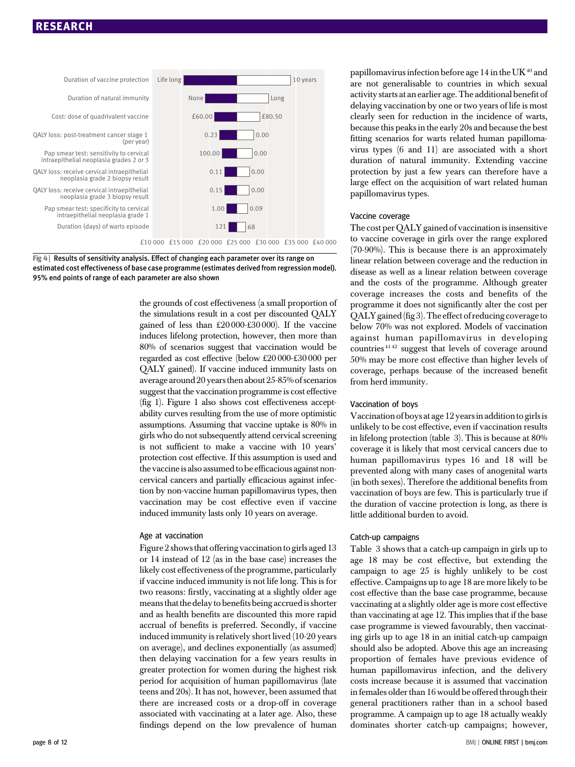| Parameter | Low | High |
|---|---|---|
| Duration of vaccine protection | Life long | 10 years |
| Duration of natural immunity | None | Long |
| Cost: dose of quadrivalent vaccine | £60.00 | £80.50 |
| QALY loss: post-treatment cancer stage 1 (per year) | 0.23 | 0.00 |
| Pap smear test: sensitivity to cervical intraepithelial neoplasia grades 2 or 3 | 100.00 | 0.00 |
| QALY loss: receive cervical intraepithelial neoplasia grade 2 biopsy result | 0.11 | 0.00 |
| QALY loss: receive cervical intraepithelial neoplasia grade 3 biopsy result | 0.15 | 0.00 |
| Pap smear test: specificity to cervical intraepithelial neoplasia grade 1 | 1.00 | 0.09 |
| Duration (days) of warts episode | 121 | 68 |

£10 000 £15 000 £20 000 £25 000 £30 000 £35 000 £40 000

**Fig 4** | Results of sensitivity analysis. Effect of changing each parameter over its range on estimated cost effectiveness of base case programme (estimates derived from regression model). 95% end points of range of each parameter are also shown

the grounds of cost effectiveness (a small proportion of the simulations result in a cost per discounted QALY gained of less than £20 000-£30 000). If the vaccine induces lifelong protection, however, then more than 80% of scenarios suggest that vaccination would be regarded as cost effective (below £20 000-£30 000 per QALY gained). If vaccine induced immunity lasts on average around 20 years then about 25-85% of scenarios suggest that the vaccination programme is cost effective (fig 1). Figure 1 also shows cost effectiveness acceptability curves resulting from the use of more optimistic assumptions. Assuming that vaccine uptake is 80% in girls who do not subsequently attend cervical screening is not sufficient to make a vaccine with 10 years' protection cost effective. If this assumption is used and the vaccine is also assumed to be efficacious against non-cervical cancers and partially efficacious against infection by non-vaccine human papillomavirus types, then vaccination may be cost effective even if vaccine induced immunity lasts only 10 years on average.

### Age at vaccination

Figure 2 shows that offering vaccination to girls aged 13 or 14 instead of 12 (as in the base case) increases the likely cost effectiveness of the programme, particularly if vaccine induced immunity is not life long. This is for two reasons: firstly, vaccinating at a slightly older age means that the delay to benefits being accrued is shorter and as health benefits are discounted this more rapid accrual of benefits is preferred. Secondly, if vaccine induced immunity is relatively short lived (10-20 years on average), and declines exponentially (as assumed) then delaying vaccination for a few years results in greater protection for women during the highest risk period for acquisition of human papillomavirus (late teens and 20s). It has not, however, been assumed that there are increased costs or a drop-off in coverage associated with vaccinating at a later age. Also, these findings depend on the low prevalence of human papillomavirus infection before age 14 in the UK[40] and are not generalisable to countries in which sexual activity starts at an earlier age. The additional benefit of delaying vaccination by one or two years of life is most clearly seen for reduction in the incidence of warts, because this peaks in the early 20s and because the best fitting scenarios for warts related human papillomavirus types (6 and 11) are associated with a short duration of natural immunity. Extending vaccine protection by just a few years can therefore have a large effect on the acquisition of wart related human papillomavirus types.

### Vaccine coverage

The cost per QALY gained of vaccination is insensitive to vaccine coverage in girls over the range explored (70-90%). This is because there is an approximately linear relation between coverage and the reduction in disease as well as a linear relation between coverage and the costs of the programme. Although greater coverage increases the costs and benefits of the programme it does not significantly alter the cost per QALY gained (fig 3). The effect of reducing coverage to below 70% was not explored. Models of vaccination against human papillomavirus in developing countries[41,42] suggest that levels of coverage around 50% may be more cost effective than higher levels of coverage, perhaps because of the increased benefit from herd immunity.

### Vaccination of boys

Vaccination of boys at age 12 years in addition to girls is unlikely to be cost effective, even if vaccination results in lifelong protection (table 3). This is because at 80% coverage it is likely that most cervical cancers due to human papillomavirus types 16 and 18 will be prevented along with many cases of anogenital warts (in both sexes). Therefore the additional benefits from vaccination of boys are few. This is particularly true if the duration of vaccine protection is long, as there is little additional burden to avoid.

### Catch-up campaigns

Table 3 shows that a catch-up campaign in girls up to age 18 may be cost effective, but extending the campaign to age 25 is highly unlikely to be cost effective. Campaigns up to age 18 are more likely to be cost effective than the base case programme, because vaccinating at a slightly older age is more cost effective than vaccinating at age 12. This implies that if the base case programme is viewed favourably, then vaccinating girls up to age 18 in an initial catch-up campaign should also be adopted. Above this age an increasing proportion of females have previous evidence of human papillomavirus infection, and the delivery costs increase because it is assumed that vaccination in females older than 16 would be offered through their general practitioners rather than in a school based programme. A campaign up to age 18 actually weakly dominates shorter catch-up campaigns; however,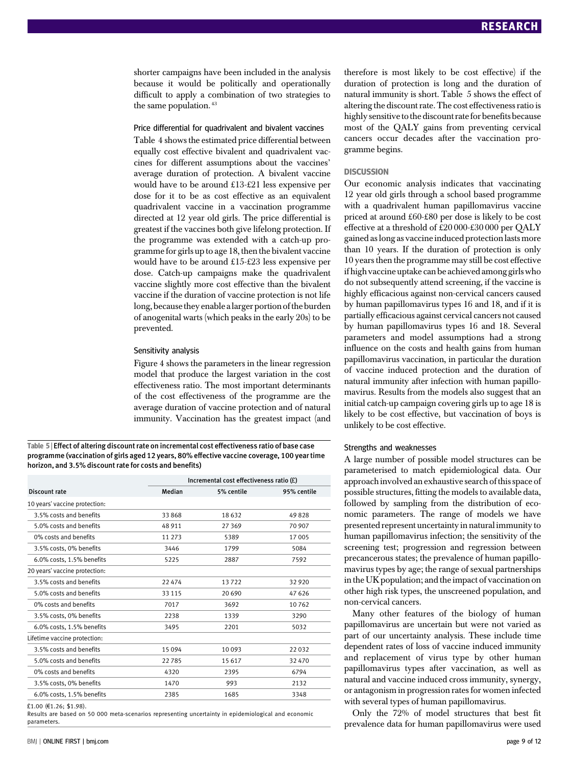shorter campaigns have been included in the analysis because it would be politically and operationally difficult to apply a combination of two strategies to the same population.[43]

### Price differential for quadrivalent and bivalent vaccines

Table 4 shows the estimated price differential between equally cost effective bivalent and quadrivalent vaccines for different assumptions about the vaccines' average duration of protection. A bivalent vaccine would have to be around £13-£21 less expensive per dose for it to be as cost effective as an equivalent quadrivalent vaccine in a vaccination programme directed at 12 year old girls. The price differential is greatest if the vaccines both give lifelong protection. If the programme was extended with a catch-up programme for girls up to age 18, then the bivalent vaccine would have to be around £15-£23 less expensive per dose. Catch-up campaigns make the quadrivalent vaccine slightly more cost effective than the bivalent vaccine if the duration of vaccine protection is not life long, because they enable a larger portion of the burden of anogenital warts (which peaks in the early 20s) to be prevented.

### Sensitivity analysis

Figure 4 shows the parameters in the linear regression model that produce the largest variation in the cost effectiveness ratio. The most important determinants of the cost effectiveness of the programme are the average duration of vaccine protection and of natural immunity. Vaccination has the greatest impact (and therefore is most likely to be cost effective) if the duration of protection is long and the duration of natural immunity is short. Table 5 shows the effect of altering the discount rate. The cost effectiveness ratio is highly sensitive to the discount rate for benefits because most of the QALY gains from preventing cervical cancers occur decades after the vaccination programme begins.

**Table 5 | Effect of altering discount rate on incremental cost effectiveness ratio of base case programme (vaccination of girls aged 12 years, 80% effective vaccine coverage, 100 year time horizon, and 3.5% discount rate for costs and benefits)**

| | Incremental cost effectiveness ratio (£) | | |
|---|---|---|---|
| Discount rate | Median | 5% centile | 95% centile |
| 10 years' vaccine protection: | | | |
| 3.5% costs and benefits | 33 868 | 18 632 | 49 828 |
| 5.0% costs and benefits | 48 911 | 27 369 | 70 907 |
| 0% costs and benefits | 11 273 | 5389 | 17 005 |
| 3.5% costs, 0% benefits | 3446 | 1799 | 5084 |
| 6.0% costs, 1.5% benefits | 5225 | 2887 | 7592 |
| 20 years' vaccine protection: | | | |
| 3.5% costs and benefits | 22 474 | 13 722 | 32 920 |
| 5.0% costs and benefits | 33 115 | 20 690 | 47 626 |
| 0% costs and benefits | 7017 | 3692 | 10 762 |
| 3.5% costs, 0% benefits | 2238 | 1339 | 3290 |
| 6.0% costs, 1.5% benefits | 3495 | 2201 | 5032 |
| Lifetime vaccine protection: | | | |
| 3.5% costs and benefits | 15 094 | 10 093 | 22 032 |
| 5.0% costs and benefits | 22 785 | 15 617 | 32 470 |
| 0% costs and benefits | 4320 | 2395 | 6794 |
| 3.5% costs, 0% benefits | 1470 | 993 | 2132 |
| 6.0% costs, 1.5% benefits | 2385 | 1685 | 3348 |

£1.00 (€1.26; $1.98).
Results are based on 50 000 meta-scenarios representing uncertainty in epidemiological and economic parameters.

## DISCUSSION

Our economic analysis indicates that vaccinating 12 year old girls through a school based programme with a quadrivalent human papillomavirus vaccine priced at around £60-£80 per dose is likely to be cost effective at a threshold of £20 000-£30 000 per QALY gained as long as vaccine induced protection lasts more than 10 years. If the duration of protection is only 10 years then the programme may still be cost effective if high vaccine uptake can be achieved among girls who do not subsequently attend screening, if the vaccine is highly efficacious against non-cervical cancers caused by human papillomavirus types 16 and 18, and if it is partially efficacious against cervical cancers not caused by human papillomavirus types 16 and 18. Several parameters and model assumptions had a strong influence on the costs and health gains from human papillomavirus vaccination, in particular the duration of vaccine induced protection and the duration of natural immunity after infection with human papillomavirus. Results from the models also suggest that an initial catch-up campaign covering girls up to age 18 is likely to be cost effective, but vaccination of boys is unlikely to be cost effective.

### Strengths and weaknesses

A large number of possible model structures can be parameterised to match epidemiological data. Our approach involved an exhaustive search of this space of possible structures, fitting the models to available data, followed by sampling from the distribution of economic parameters. The range of models we have presented represent uncertainty in natural immunity to human papillomavirus infection; the sensitivity of the screening test; progression and regression between precancerous states; the prevalence of human papillomavirus types by age; the range of sexual partnerships in the UK population; and the impact of vaccination on other high risk types, the unscreened population, and non-cervical cancers.

Many other features of the biology of human papillomavirus are uncertain but were not varied as part of our uncertainty analysis. These include time dependent rates of loss of vaccine induced immunity and replacement of virus type by other human papillomavirus types after vaccination, as well as natural and vaccine induced cross immunity, synergy, or antagonism in progression rates for women infected with several types of human papillomavirus.

Only the 72% of model structures that best fit prevalence data for human papillomavirus were used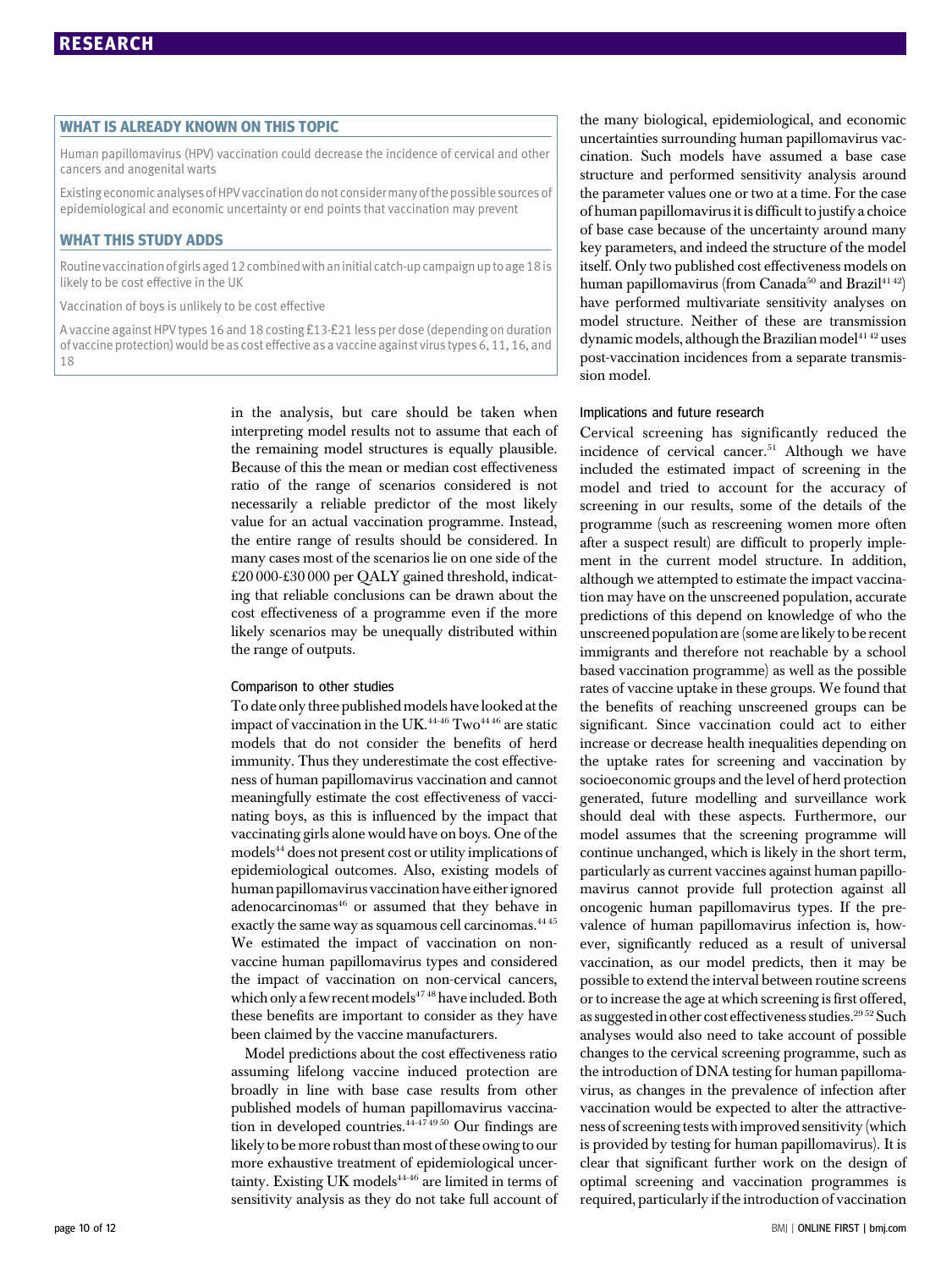## WHAT IS ALREADY KNOWN ON THIS TOPIC

Human papillomavirus (HPV) vaccination could decrease the incidence of cervical and other cancers and anogenital warts

Existing economic analyses of HPV vaccination do not consider many of the possible sources of epidemiological and economic uncertainty or end points that vaccination may prevent

## WHAT THIS STUDY ADDS

Routine vaccination of girls aged 12 combined with an initial catch-up campaign up to age 18 is likely to be cost effective in the UK

Vaccination of boys is unlikely to be cost effective

A vaccine against HPV types 16 and 18 costing £13-£21 less per dose (depending on duration of vaccine protection) would be as cost effective as a vaccine against virus types 6, 11, 16, and 18

in the analysis, but care should be taken when interpreting model results not to assume that each of the remaining model structures is equally plausible. Because of this the mean or median cost effectiveness ratio of the range of scenarios considered is not necessarily a reliable predictor of the most likely value for an actual vaccination programme. Instead, the entire range of results should be considered. In many cases most of the scenarios lie on one side of the £20 000-£30 000 per QALY gained threshold, indicating that reliable conclusions can be drawn about the cost effectiveness of a programme even if the more likely scenarios may be unequally distributed within the range of outputs.

### Comparison to other studies

To date only three published models have looked at the impact of vaccination in the UK.[44-46] Two[44 46] are static models that do not consider the benefits of herd immunity. Thus they underestimate the cost effectiveness of human papillomavirus vaccination and cannot meaningfully estimate the cost effectiveness of vaccinating boys, as this is influenced by the impact that vaccinating girls alone would have on boys. One of the models[44] does not present cost or utility implications of epidemiological outcomes. Also, existing models of human papillomavirus vaccination have either ignored adenocarcinomas[46] or assumed that they behave in exactly the same way as squamous cell carcinomas.[44 45] We estimated the impact of vaccination on non-vaccine human papillomavirus types and considered the impact of vaccination on non-cervical cancers, which only a few recent models[47 48] have included. Both these benefits are important to consider as they have been claimed by the vaccine manufacturers.

Model predictions about the cost effectiveness ratio assuming lifelong vaccine induced protection are broadly in line with base case results from other published models of human papillomavirus vaccination in developed countries.[44-47 49 50] Our findings are likely to be more robust than most of these owing to our more exhaustive treatment of epidemiological uncertainty. Existing UK models[44-46] are limited in terms of sensitivity analysis as they do not take full account of the many biological, epidemiological, and economic uncertainties surrounding human papillomavirus vaccination. Such models have assumed a base case structure and performed sensitivity analysis around the parameter values one or two at a time. For the case of human papillomavirus it is difficult to justify a choice of base case because of the uncertainty around many key parameters, and indeed the structure of the model itself. Only two published cost effectiveness models on human papillomavirus (from Canada[50] and Brazil[41 42]) have performed multivariate sensitivity analyses on model structure. Neither of these are transmission dynamic models, although the Brazilian model[41 42] uses post-vaccination incidences from a separate transmission model.

### Implications and future research

Cervical screening has significantly reduced the incidence of cervical cancer.[51] Although we have included the estimated impact of screening in the model and tried to account for the accuracy of screening in our results, some of the details of the programme (such as rescreening women more often after a suspect result) are difficult to properly implement in the current model structure. In addition, although we attempted to estimate the impact vaccination may have on the unscreened population, accurate predictions of this depend on knowledge of who the unscreened population are (some are likely to be recent immigrants and therefore not reachable by a school based vaccination programme) as well as the possible rates of vaccine uptake in these groups. We found that the benefits of reaching unscreened groups can be significant. Since vaccination could act to either increase or decrease health inequalities depending on the uptake rates for screening and vaccination by socioeconomic groups and the level of herd protection generated, future modelling and surveillance work should deal with these aspects. Furthermore, our model assumes that the screening programme will continue unchanged, which is likely in the short term, particularly as current vaccines against human papillomavirus cannot provide full protection against all oncogenic human papillomavirus types. If the prevalence of human papillomavirus infection is, however, significantly reduced as a result of universal vaccination, as our model predicts, then it may be possible to extend the interval between routine screens or to increase the age at which screening is first offered, as suggested in other cost effectiveness studies.[29 52] Such analyses would also need to take account of possible changes to the cervical screening programme, such as the introduction of DNA testing for human papillomavirus, as changes in the prevalence of infection after vaccination would be expected to alter the attractiveness of screening tests with improved sensitivity (which is provided by testing for human papillomavirus). It is clear that significant further work on the design of optimal screening and vaccination programmes is required, particularly if the introduction of vaccination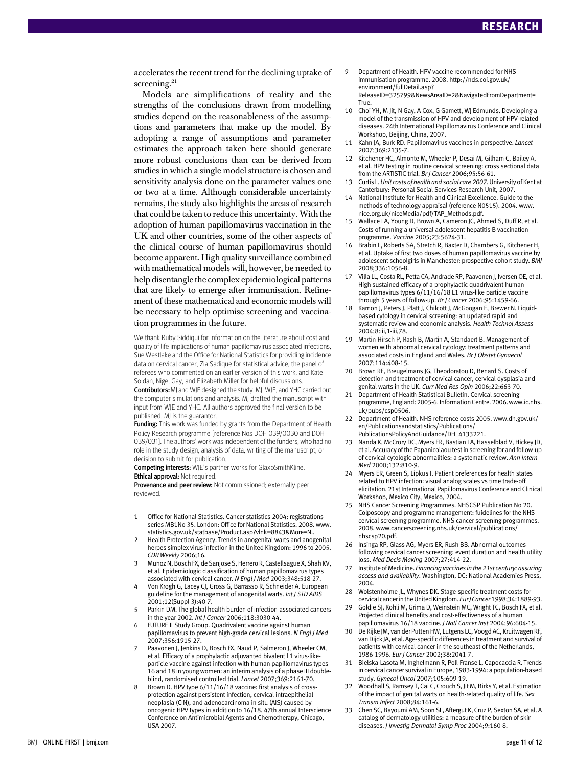accelerates the recent trend for the declining uptake of screening.[21]

Models are simplifications of reality and the strengths of the conclusions drawn from modelling studies depend on the reasonableness of the assumptions and parameters that make up the model. By adopting a range of assumptions and parameter estimates the approach taken here should generate more robust conclusions than can be derived from studies in which a single model structure is chosen and sensitivity analysis done on the parameter values one or two at a time. Although considerable uncertainty remains, the study also highlights the areas of research that could be taken to reduce this uncertainty. With the adoption of human papillomavirus vaccination in the UK and other countries, some of the other aspects of the clinical course of human papillomavirus should become apparent. High quality surveillance combined with mathematical models will, however, be needed to help disentangle the complex epidemiological patterns that are likely to emerge after immunisation. Refinement of these mathematical and economic models will be necessary to help optimise screening and vaccination programmes in the future.

We thank Ruby Siddiqui for information on the literature about cost and quality of life implications of human papillomavirus associated infections, Sue Westlake and the Office for National Statistics for providing incidence data on cervical cancer, Zia Sadique for statistical advice, the panel of referees who commented on an earlier version of this work, and Kate Soldan, Nigel Gay, and Elizabeth Miller for helpful discussions.

**Contributors:** MJ and WJE designed the study. MJ, WJE, and YHC carried out the computer simulations and analysis. MJ drafted the manuscript with input from WJE and YHC. All authors approved the final version to be published. MJ is the guarantor.

**Funding:** This work was funded by grants from the Department of Health Policy Research programme [reference Nos DOH 039/0030 and DOH 039/031]. The authors' work was independent of the funders, who had no role in the study design, analysis of data, writing of the manuscript, or decision to submit for publication.

**Competing interests:** WJE's partner works for GlaxoSmithKline.

**Ethical approval:** Not required.

**Provenance and peer review:** Not commissioned; externally peer reviewed.

1. Office for National Statistics. Cancer statistics 2004: registrations series MB1No 35. London: Office for National Statistics. 2008. www.statistics.gov.uk/statbase/Product.asp?vlnk=8843&More=N..
2. Health Protection Agency. Trends in anogenital warts and anogenital herpes simplex virus infection in the United Kingdom: 1996 to 2005. *CDR Weekly* 2006;16.
3. Munoz N, Bosch FX, de Sanjose S, Herrero R, Castellsague X, Shah KV, et al. Epidemiologic classification of human papillomavirus types associated with cervical cancer. *N Engl J Med* 2003;348:518-27.
4. Von Krogh G, Lacey CJ, Gross G, Barrasso R, Schneider A. European guideline for the management of anogenital warts. *Int J STD AIDS* 2001;12(Suppl 3):40-7.
5. Parkin DM. The global health burden of infection-associated cancers in the year 2002. *Int J Cancer* 2006;118:3030-44.
6. FUTURE II Study Group. Quadrivalent vaccine against human papillomavirus to prevent high-grade cervical lesions. *N Engl J Med* 2007;356:1915-27.
7. Paavonen J, Jenkins D, Bosch FX, Naud P, Salmeron J, Wheeler CM, et al. Efficacy of a prophylactic adjuvanted bivalent L1 virus-like-particle vaccine against infection with human papillomavirus types 16 and 18 in young women: an interim analysis of a phase III double-blind, randomised controlled trial. *Lancet* 2007;369:2161-70.
8. Brown D. HPV type 6/11/16/18 vaccine: first analysis of cross-protection against persistent infection, cervical intraepithelial neoplasia (CIN), and adenocarcinoma in situ (AIS) caused by oncogenic HPV types in addition to 16/18. 47th annual Interscience Conference on Antimicrobial Agents and Chemotherapy, Chicago, USA 2007.
9. Department of Health. HPV vaccine recommended for NHS immunisation programme. 2008. http://nds.coi.gov.uk/environment/fullDetail.asp?ReleaseID=325799&NewsAreaID=2&NavigatedFromDepartment=True.
10. Choi YH, M Jit, N Gay, A Cox, G Garnett, WJ Edmunds. Developing a model of the transmission of HPV and development of HPV-related diseases. 24th International Papillomavirus Conference and Clinical Workshop, Beijing, China, 2007.
11. Kahn JA, Burk RD. Papillomavirus vaccines in perspective. *Lancet* 2007;369:2135-7.
12. Kitchener HC, Almonte M, Wheeler P, Desai M, Gilham C, Bailey A, et al. HPV testing in routine cervical screening: cross sectional data from the ARTISTIC trial. *Br J Cancer* 2006;95:56-61.
13. Curtis L. *Unit costs of health and social care 2007*. University of Kent at Canterbury: Personal Social Services Research Unit, 2007.
14. National Institute for Health and Clinical Excellence. Guide to the methods of technology appraisal (reference N0515). 2004. www.nice.org.uk/niceMedia/pdf/TAP_Methods.pdf.
15. Wallace LA, Young D, Brown A, Cameron JC, Ahmed S, Duff R, et al. Costs of running a universal adolescent hepatitis B vaccination programme. *Vaccine* 2005;23:5624-31.
16. Brabin L, Roberts SA, Stretch R, Baxter D, Chambers G, Kitchener H, et al. Uptake of first two doses of human papillomavirus vaccine by adolescent schoolgirls in Manchester: prospective cohort study. *BMJ* 2008;336:1056-8.
17. Villa LL, Costa RL, Petta CA, Andrade RP, Paavonen J, Iversen OE, et al. High sustained efficacy of a prophylactic quadrivalent human papillomavirus types 6/11/16/18 L1 virus-like particle vaccine through 5 years of follow-up. *Br J Cancer* 2006;95:1459-66.
18. Karnon J, Peters J, Platt J, Chilcott J, McGoogan E, Brewer N. Liquid-based cytology in cervical screening: an updated rapid and systematic review and economic analysis. *Health Technol Assess* 2004;8:iii,1-iii,78.
19. Martin-Hirsch P, Rash B, Martin A, Standaert B. Management of women with abnormal cervical cytology: treatment patterns and associated costs in England and Wales. *Br J Obstet Gynaecol* 2007;114:408-15.
20. Brown RE, Breugelmans JG, Theodoratou D, Benard S. Costs of detection and treatment of cervical cancer, cervical dysplasia and genital warts in the UK. *Curr Med Res Opin* 2006;22:663-70.
21. Department of Health Statistical Bulletin. Cervical screening programme, England: 2005-6. Information Centre. 2006. www.ic.nhs.uk/pubs/csp0506.
22. Department of Health. NHS reference costs 2005. www.dh.gov.uk/en/Publicationsandstatistics/Publications/PublicationsPolicyAndGuidance/DH_4133221.
23. Nanda K, McCrory DC, Myers ER, Bastian LA, Hasselblad V, Hickey JD, et al. Accuracy of the Papanicolaou test in screening for and follow-up of cervical cytologic abnormalities: a systematic review. *Ann Intern Med* 2000;132:810-9.
24. Myers ER, Green S, Lipkus I. Patient preferences for health states related to HPV infection: visual analog scales vs time trade-off elicitation. 21st International Papillomavirus Conference and Clinical Workshop, Mexico City, Mexico, 2004.
25. NHS Cancer Screening Programmes. NHSCSP Publication No 20. Colposcopy and programme management: fuidelines for the NHS cervical screening programme. NHS cancer screening programmes. 2008. www.cancerscreening.nhs.uk/cervical/publications/nhscsp20.pdf.
26. Insinga RP, Glass AG, Myers ER, Rush BB. Abnormal outcomes following cervical cancer screening: event duration and health utility loss. *Med Decis Making* 2007;27:414-22.
27. Institute of Medicine. *Financing vaccines in the 21st century: assuring access and availability*. Washington, DC: National Academies Press, 2004.
28. Wolstenholme JL, Whynes DK. Stage-specific treatment costs for cervical cancer in the United Kingdom. *Eur J Cancer* 1998;34:1889-93.
29. Goldie SJ, Kohli M, Grima D, Weinstein MC, Wright TC, Bosch FX, et al. Projected clinical benefits and cost-effectiveness of a human papillomavirus 16/18 vaccine. *J Natl Cancer Inst* 2004;96:604-15.
30. De Rijke JM, van der Putten HW, Lutgens LC, Voogd AC, Kruitwagen RF, van Dijck JA, et al. Age-specific differences in treatment and survival of patients with cervical cancer in the southeast of the Netherlands, 1986-1996. *Eur J Cancer* 2002;38:2041-7.
31. Bielska-Lasota M, Inghelmann R, Poll-Franse L, Capocaccia R. Trends in cervical cancer survival in Europe, 1983-1994: a population-based study. *Gynecol Oncol* 2007;105:609-19.
32. Woodhall S, Ramsey T, Cai C, Crouch S, Jit M, Birks Y, et al. Estimation of the impact of genital warts on health-related quality of life. *Sex Transm Infect* 2008;84:161-6.
33. Chen SC, Bayoumi AM, Soon SL, Aftergut K, Cruz P, Sexton SA, et al. A catalog of dermatology utilities: a measure of the burden of skin diseases. *J Investig Dermatol Symp Proc* 2004;9:160-8.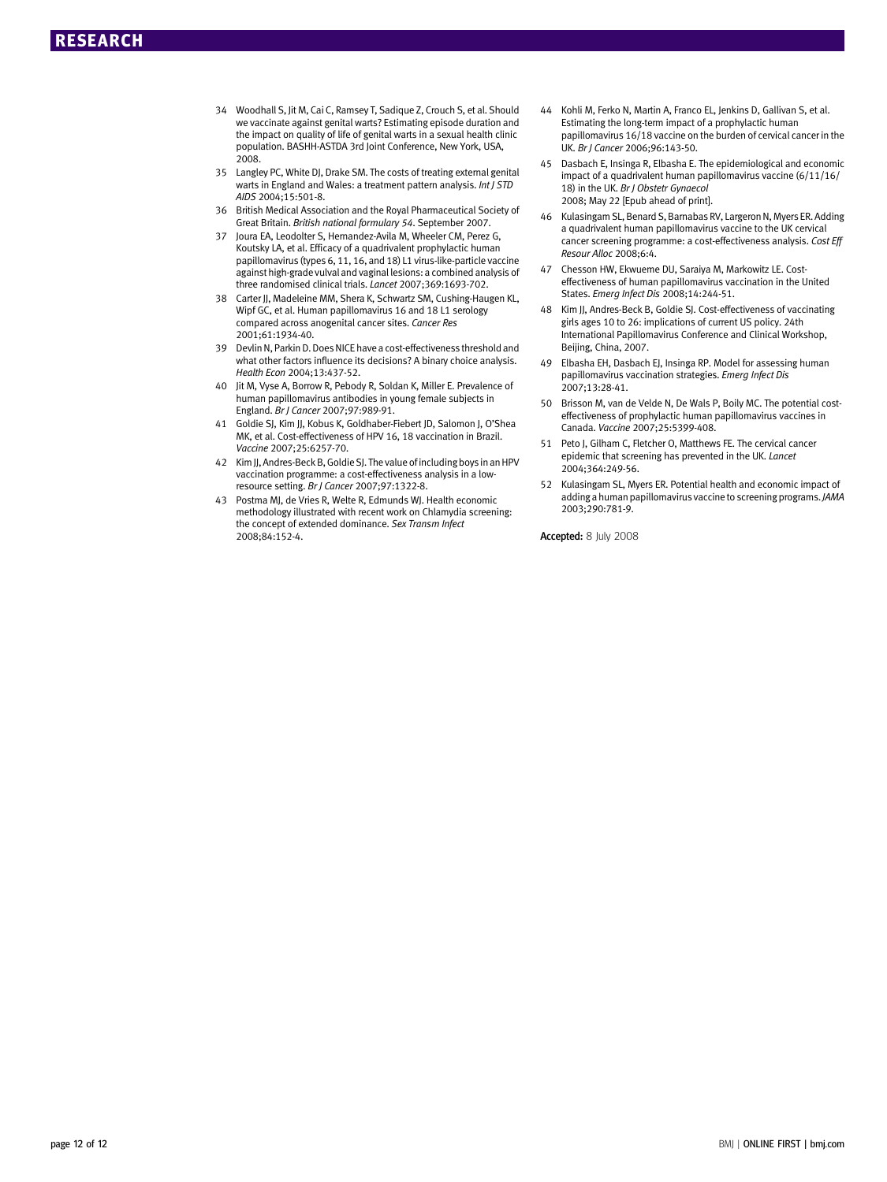34 Woodhall S, Jit M, Cai C, Ramsey T, Sadique Z, Crouch S, et al. Should we vaccinate against genital warts? Estimating episode duration and the impact on quality of life of genital warts in a sexual health clinic population. BASHH-ASTDA 3rd Joint Conference, New York, USA, 2008.

35 Langley PC, White DJ, Drake SM. The costs of treating external genital warts in England and Wales: a treatment pattern analysis. *Int J STD AIDS* 2004;15:501-8.

36 British Medical Association and the Royal Pharmaceutical Society of Great Britain. *British national formulary 54*. September 2007.

37 Joura EA, Leodolter S, Hernandez-Avila M, Wheeler CM, Perez G, Koutsky LA, et al. Efficacy of a quadrivalent prophylactic human papillomavirus (types 6, 11, 16, and 18) L1 virus-like-particle vaccine against high-grade vulval and vaginal lesions: a combined analysis of three randomised clinical trials. *Lancet* 2007;369:1693-702.

38 Carter JJ, Madeleine MM, Shera K, Schwartz SM, Cushing-Haugen KL, Wipf GC, et al. Human papillomavirus 16 and 18 L1 serology compared across anogenital cancer sites. *Cancer Res* 2001;61:1934-40.

39 Devlin N, Parkin D. Does NICE have a cost-effectiveness threshold and what other factors influence its decisions? A binary choice analysis. *Health Econ* 2004;13:437-52.

40 Jit M, Vyse A, Borrow R, Pebody R, Soldan K, Miller E. Prevalence of human papillomavirus antibodies in young female subjects in England. *Br J Cancer* 2007;97:989-91.

41 Goldie SJ, Kim JJ, Kobus K, Goldhaber-Fiebert JD, Salomon J, O'Shea MK, et al. Cost-effectiveness of HPV 16, 18 vaccination in Brazil. *Vaccine* 2007;25:6257-70.

42 Kim JJ, Andres-Beck B, Goldie SJ. The value of including boys in an HPV vaccination programme: a cost-effectiveness analysis in a low-resource setting. *Br J Cancer* 2007;97:1322-8.

43 Postma MJ, de Vries R, Welte R, Edmunds WJ. Health economic methodology illustrated with recent work on Chlamydia screening: the concept of extended dominance. *Sex Transm Infect* 2008;84:152-4.

44 Kohli M, Ferko N, Martin A, Franco EL, Jenkins D, Gallivan S, et al. Estimating the long-term impact of a prophylactic human papillomavirus 16/18 vaccine on the burden of cervical cancer in the UK. *Br J Cancer* 2006;96:143-50.

45 Dasbach E, Insinga R, Elbasha E. The epidemiological and economic impact of a quadrivalent human papillomavirus vaccine (6/11/16/18) in the UK. *Br J Obstetr Gynaecol* 2008; May 22 [Epub ahead of print].

46 Kulasingam SL, Benard S, Barnabas RV, Largeron N, Myers ER. Adding a quadrivalent human papillomavirus vaccine to the UK cervical cancer screening programme: a cost-effectiveness analysis. *Cost Eff Resour Alloc* 2008;6:4.

47 Chesson HW, Ekwueme DU, Saraiya M, Markowitz LE. Cost-effectiveness of human papillomavirus vaccination in the United States. *Emerg Infect Dis* 2008;14:244-51.

48 Kim JJ, Andres-Beck B, Goldie SJ. Cost-effectiveness of vaccinating girls ages 10 to 26: implications of current US policy. 24th International Papillomavirus Conference and Clinical Workshop, Beijing, China, 2007.

49 Elbasha EH, Dasbach EJ, Insinga RP. Model for assessing human papillomavirus vaccination strategies. *Emerg Infect Dis* 2007;13:28-41.

50 Brisson M, van de Velde N, De Wals P, Boily MC. The potential cost-effectiveness of prophylactic human papillomavirus vaccines in Canada. *Vaccine* 2007;25:5399-408.

51 Peto J, Gilham C, Fletcher O, Matthews FE. The cervical cancer epidemic that screening has prevented in the UK. *Lancet* 2004;364:249-56.

52 Kulasingam SL, Myers ER. Potential health and economic impact of adding a human papillomavirus vaccine to screening programs. *JAMA* 2003;290:781-9.

**Accepted:** 8 July 2008